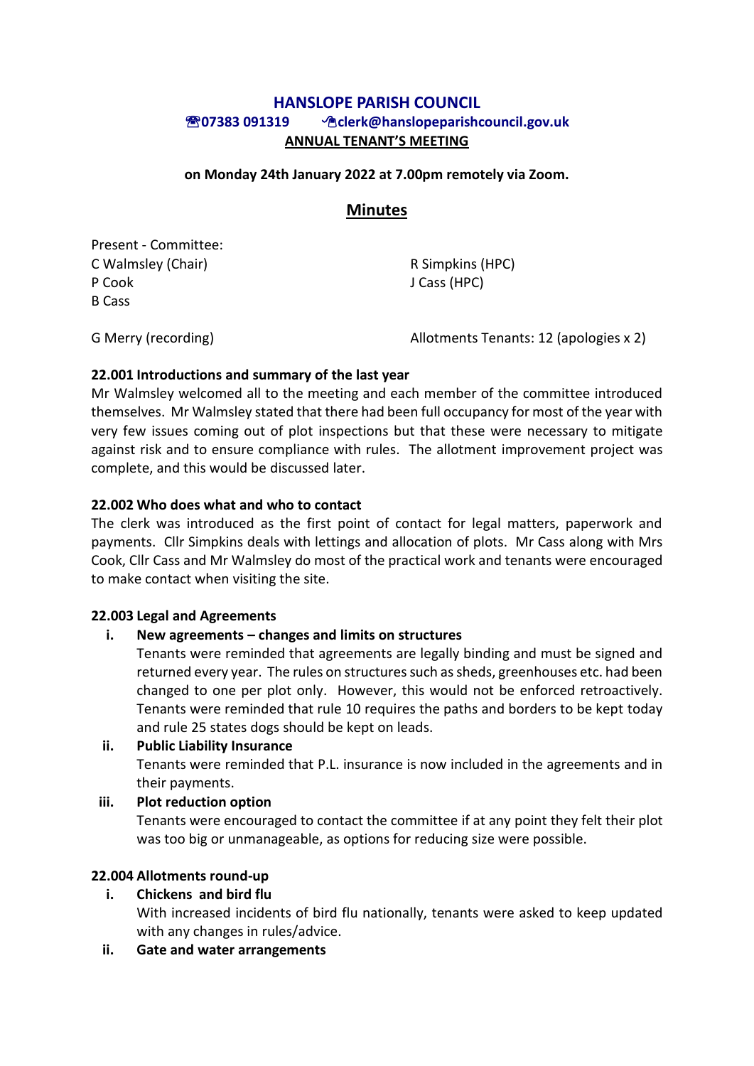# HANSLOPE PARISH COUNCIL

**☎07383 091319 ✉clerk@hanslopeparishcouncil.gov.uk**

**ANNUAL TENANT'S MEETING**

**on Monday 24th January 2022 at 7.00pm remotely via Zoom.**

## Minutes

Present - Committee:

C Walmsley (Chair)

P Cook

B Cass

R Simpkins (HPC)

J Cass (HPC)

G Merry (recording)

Allotments Tenants: 12 (apologies x 2)

### 22.001 Introductions and summary of the last year

Mr Walmsley welcomed all to the meeting and each member of the committee introduced themselves. Mr Walmsley stated that there had been full occupancy for most of the year with very few issues coming out of plot inspections but that these were necessary to mitigate against risk and to ensure compliance with rules. The allotment improvement project was complete, and this would be discussed later.

### 22.002 Who does what and who to contact

The clerk was introduced as the first point of contact for legal matters, paperwork and payments. Cllr Simpkins deals with lettings and allocation of plots. Mr Cass along with Mrs Cook, Cllr Cass and Mr Walmsley do most of the practical work and tenants were encouraged to make contact when visiting the site.

### 22.003 Legal and Agreements

i. **New agreements – changes and limits on structures**

   Tenants were reminded that agreements are legally binding and must be signed and returned every year. The rules on structures such as sheds, greenhouses etc. had been changed to one per plot only. However, this would not be enforced retroactively. Tenants were reminded that rule 10 requires the paths and borders to be kept today and rule 25 states dogs should be kept on leads.

ii. **Public Liability Insurance**

   Tenants were reminded that P.L. insurance is now included in the agreements and in their payments.

iii. **Plot reduction option**

   Tenants were encouraged to contact the committee if at any point they felt their plot was too big or unmanageable, as options for reducing size were possible.

### 22.004 Allotments round-up

i. **Chickens and bird flu**

   With increased incidents of bird flu nationally, tenants were asked to keep updated with any changes in rules/advice.

ii. **Gate and water arrangements**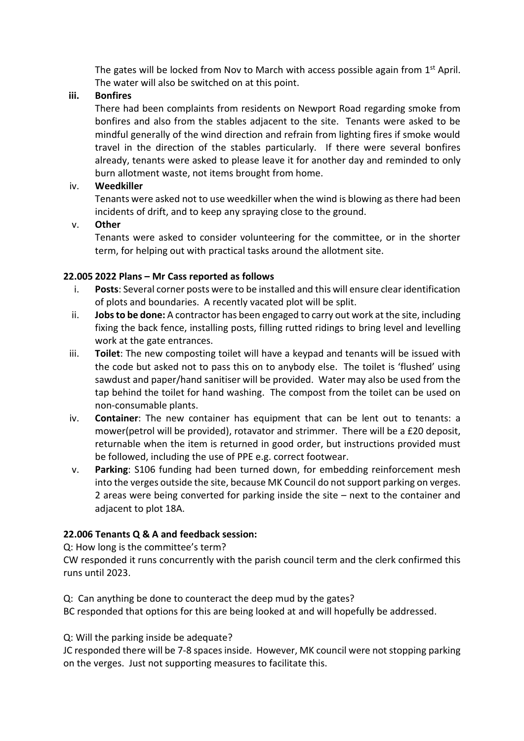The gates will be locked from Nov to March with access possible again from 1st April. The water will also be switched on at this point.

**iii. Bonfires**

There had been complaints from residents on Newport Road regarding smoke from bonfires and also from the stables adjacent to the site. Tenants were asked to be mindful generally of the wind direction and refrain from lighting fires if smoke would travel in the direction of the stables particularly. If there were several bonfires already, tenants were asked to please leave it for another day and reminded to only burn allotment waste, not items brought from home.

iv. **Weedkiller**

Tenants were asked not to use weedkiller when the wind is blowing as there had been incidents of drift, and to keep any spraying close to the ground.

v. **Other**

Tenants were asked to consider volunteering for the committee, or in the shorter term, for helping out with practical tasks around the allotment site.

**22.005 2022 Plans – Mr Cass reported as follows**

i. **Posts**: Several corner posts were to be installed and this will ensure clear identification of plots and boundaries. A recently vacated plot will be split.

ii. **Jobs to be done:** A contractor has been engaged to carry out work at the site, including fixing the back fence, installing posts, filling rutted ridings to bring level and levelling work at the gate entrances.

iii. **Toilet**: The new composting toilet will have a keypad and tenants will be issued with the code but asked not to pass this on to anybody else. The toilet is 'flushed' using sawdust and paper/hand sanitiser will be provided. Water may also be used from the tap behind the toilet for hand washing. The compost from the toilet can be used on non-consumable plants.

iv. **Container**: The new container has equipment that can be lent out to tenants: a mower(petrol will be provided), rotavator and strimmer. There will be a £20 deposit, returnable when the item is returned in good order, but instructions provided must be followed, including the use of PPE e.g. correct footwear.

v. **Parking**: S106 funding had been turned down, for embedding reinforcement mesh into the verges outside the site, because MK Council do not support parking on verges. 2 areas were being converted for parking inside the site – next to the container and adjacent to plot 18A.

**22.006 Tenants Q & A and feedback session:**

Q: How long is the committee's term?

CW responded it runs concurrently with the parish council term and the clerk confirmed this runs until 2023.

Q: Can anything be done to counteract the deep mud by the gates?

BC responded that options for this are being looked at and will hopefully be addressed.

Q: Will the parking inside be adequate?

JC responded there will be 7-8 spaces inside. However, MK council were not stopping parking on the verges. Just not supporting measures to facilitate this.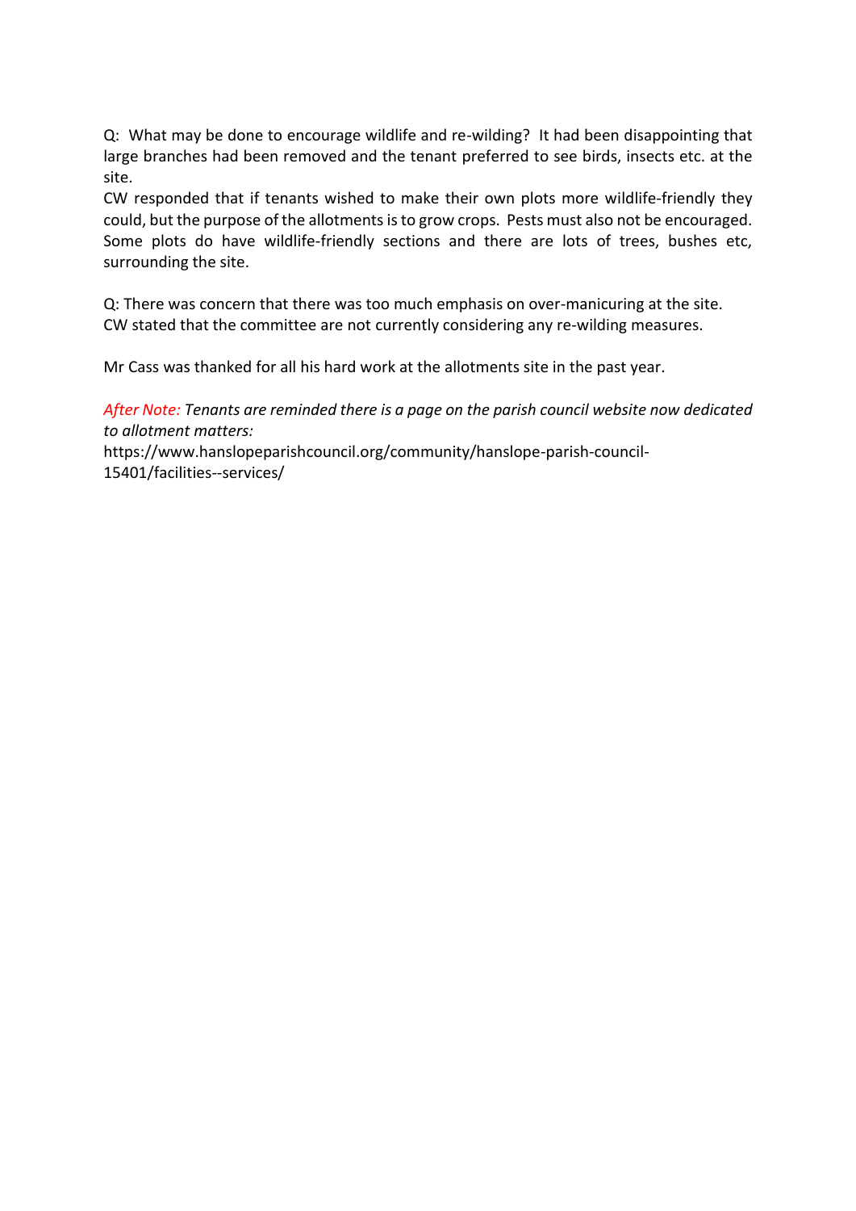Q: What may be done to encourage wildlife and re-wilding? It had been disappointing that large branches had been removed and the tenant preferred to see birds, insects etc. at the site.

CW responded that if tenants wished to make their own plots more wildlife-friendly they could, but the purpose of the allotments is to grow crops. Pests must also not be encouraged. Some plots do have wildlife-friendly sections and there are lots of trees, bushes etc, surrounding the site.

Q: There was concern that there was too much emphasis on over-manicuring at the site.
CW stated that the committee are not currently considering any re-wilding measures.

Mr Cass was thanked for all his hard work at the allotments site in the past year.

*After Note: Tenants are reminded there is a page on the parish council website now dedicated to allotment matters:*
https://www.hanslopeparishcouncil.org/community/hanslope-parish-council-15401/facilities--services/